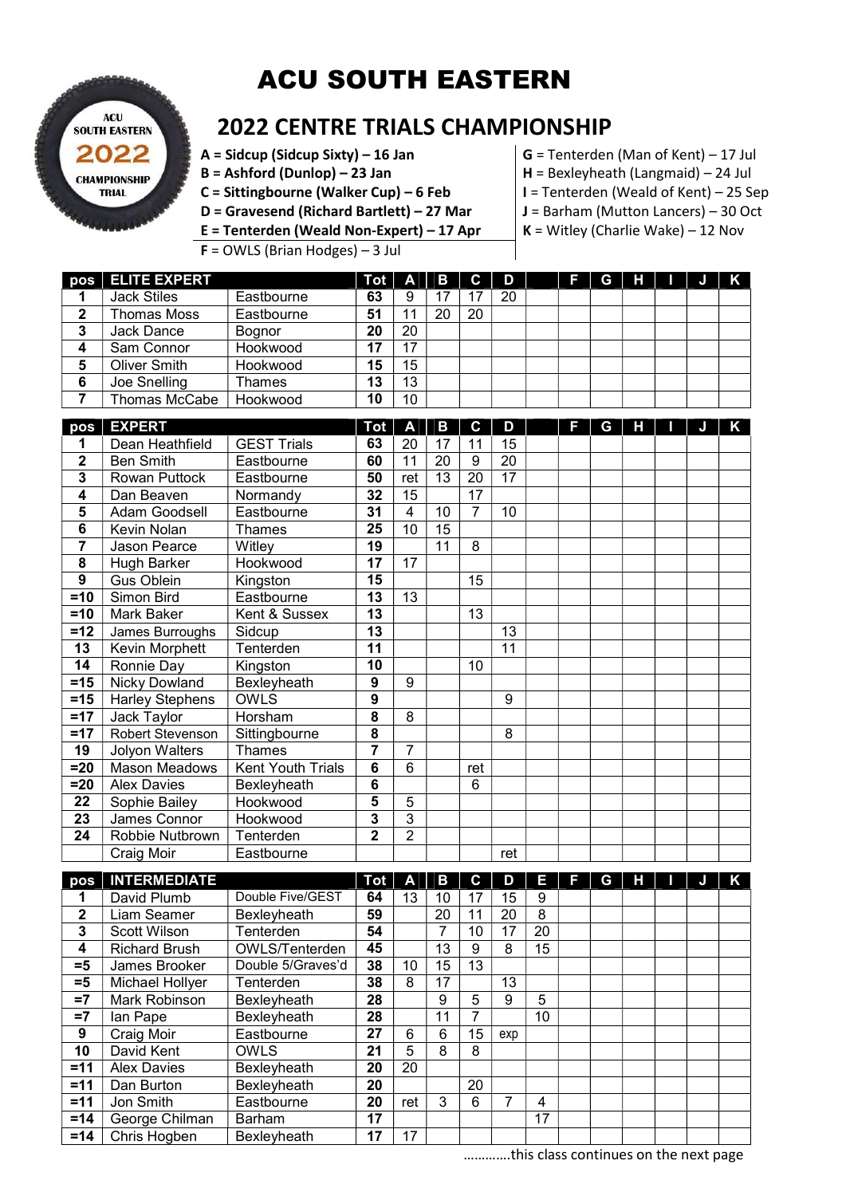# ACU SOUTH EASTERN

## 2022 CENTRE TRIALS CHAMPIONSHIP

**A = Sidcup (Sidcup Sixty) – 16 Jan**
**B = Ashford (Dunlop) – 23 Jan**
**C = Sittingbourne (Walker Cup) – 6 Feb**
**D = Gravesend (Richard Bartlett) – 27 Mar**
**E = Tenterden (Weald Non-Expert) – 17 Apr**
F = OWLS (Brian Hodges) – 3 Jul

G = Tenterden (Man of Kent) – 17 Jul
H = Bexleyheath (Langmaid) – 24 Jul
I = Tenterden (Weald of Kent) – 25 Sep
J = Barham (Mutton Lancers) – 30 Oct
K = Witley (Charlie Wake) – 12 Nov

| pos | ELITE EXPERT | | Tot | A | B | C | D | | F | G | H | I | J | K |
|---|---|---|---|---|---|---|---|---|---|---|---|---|---|---|
| 1 | Jack Stiles | Eastbourne | 63 | 9 | 17 | 17 | 20 | | | | | | | |
| 2 | Thomas Moss | Eastbourne | 51 | 11 | 20 | 20 | | | | | | | | |
| 3 | Jack Dance | Bognor | 20 | 20 | | | | | | | | | | |
| 4 | Sam Connor | Hookwood | 17 | 17 | | | | | | | | | | |
| 5 | Oliver Smith | Hookwood | 15 | 15 | | | | | | | | | | |
| 6 | Joe Snelling | Thames | 13 | 13 | | | | | | | | | | |
| 7 | Thomas McCabe | Hookwood | 10 | 10 | | | | | | | | | | |

| pos | EXPERT | | Tot | A | B | C | D | | F | G | H | I | J | K |
|---|---|---|---|---|---|---|---|---|---|---|---|---|---|---|
| 1 | Dean Heathfield | GEST Trials | 63 | 20 | 17 | 11 | 15 | | | | | | | |
| 2 | Ben Smith | Eastbourne | 60 | 11 | 20 | 9 | 20 | | | | | | | |
| 3 | Rowan Puttock | Eastbourne | 50 | ret | 13 | 20 | 17 | | | | | | | |
| 4 | Dan Beaven | Normandy | 32 | 15 | | 17 | | | | | | | | |
| 5 | Adam Goodsell | Eastbourne | 31 | 4 | 10 | 7 | 10 | | | | | | | |
| 6 | Kevin Nolan | Thames | 25 | 10 | 15 | | | | | | | | | |
| 7 | Jason Pearce | Witley | 19 | | 11 | 8 | | | | | | | | |
| 8 | Hugh Barker | Hookwood | 17 | 17 | | | | | | | | | | |
| 9 | Gus Oblein | Kingston | 15 | | | 15 | | | | | | | | |
| =10 | Simon Bird | Eastbourne | 13 | 13 | | | | | | | | | | |
| =10 | Mark Baker | Kent & Sussex | 13 | | | 13 | | | | | | | | |
| =12 | James Burroughs | Sidcup | 13 | | | | 13 | | | | | | | |
| 13 | Kevin Morphett | Tenterden | 11 | | | | 11 | | | | | | | |
| 14 | Ronnie Day | Kingston | 10 | | | 10 | | | | | | | | |
| =15 | Nicky Dowland | Bexleyheath | 9 | 9 | | | | | | | | | | |
| =15 | Harley Stephens | OWLS | 9 | | | | 9 | | | | | | | |
| =17 | Jack Taylor | Horsham | 8 | 8 | | | | | | | | | | |
| =17 | Robert Stevenson | Sittingbourne | 8 | | | | 8 | | | | | | | |
| 19 | Jolyon Walters | Thames | 7 | 7 | | | | | | | | | | |
| =20 | Mason Meadows | Kent Youth Trials | 6 | 6 | | ret | | | | | | | | |
| =20 | Alex Davies | Bexleyheath | 6 | | | 6 | | | | | | | | |
| 22 | Sophie Bailey | Hookwood | 5 | 5 | | | | | | | | | | |
| 23 | James Connor | Hookwood | 3 | 3 | | | | | | | | | | |
| 24 | Robbie Nutbrown | Tenterden | 2 | 2 | | | | | | | | | | |
| | Craig Moir | Eastbourne | | | | | ret | | | | | | | |

| pos | INTERMEDIATE | | Tot | A | B | C | D | E | F | G | H | I | J | K |
|---|---|---|---|---|---|---|---|---|---|---|---|---|---|---|
| 1 | David Plumb | Double Five/GEST | 64 | 13 | 10 | 17 | 15 | 9 | | | | | | |
| 2 | Liam Seamer | Bexleyheath | 59 | | 20 | 11 | 20 | 8 | | | | | | |
| 3 | Scott Wilson | Tenterden | 54 | | 7 | 10 | 17 | 20 | | | | | | |
| 4 | Richard Brush | OWLS/Tenterden | 45 | | 13 | 9 | 8 | 15 | | | | | | |
| =5 | James Brooker | Double 5/Graves'd | 38 | 10 | 15 | 13 | | | | | | | | |
| =5 | Michael Hollyer | Tenterden | 38 | 8 | 17 | | 13 | | | | | | | |
| =7 | Mark Robinson | Bexleyheath | 28 | | 9 | 5 | 9 | 5 | | | | | | |
| =7 | Ian Pape | Bexleyheath | 28 | | 11 | 7 | | 10 | | | | | | |
| 9 | Craig Moir | Eastbourne | 27 | 6 | 6 | 15 | exp | | | | | | | |
| 10 | David Kent | OWLS | 21 | 5 | 8 | 8 | | | | | | | | |
| =11 | Alex Davies | Bexleyheath | 20 | 20 | | | | | | | | | | |
| =11 | Dan Burton | Bexleyheath | 20 | | | 20 | | | | | | | | |
| =11 | Jon Smith | Eastbourne | 20 | ret | 3 | 6 | 7 | 4 | | | | | | |
| =14 | George Chilman | Barham | 17 | | | | | 17 | | | | | | |
| =14 | Chris Hogben | Bexleyheath | 17 | 17 | | | | | | | | | | |

…………this class continues on the next page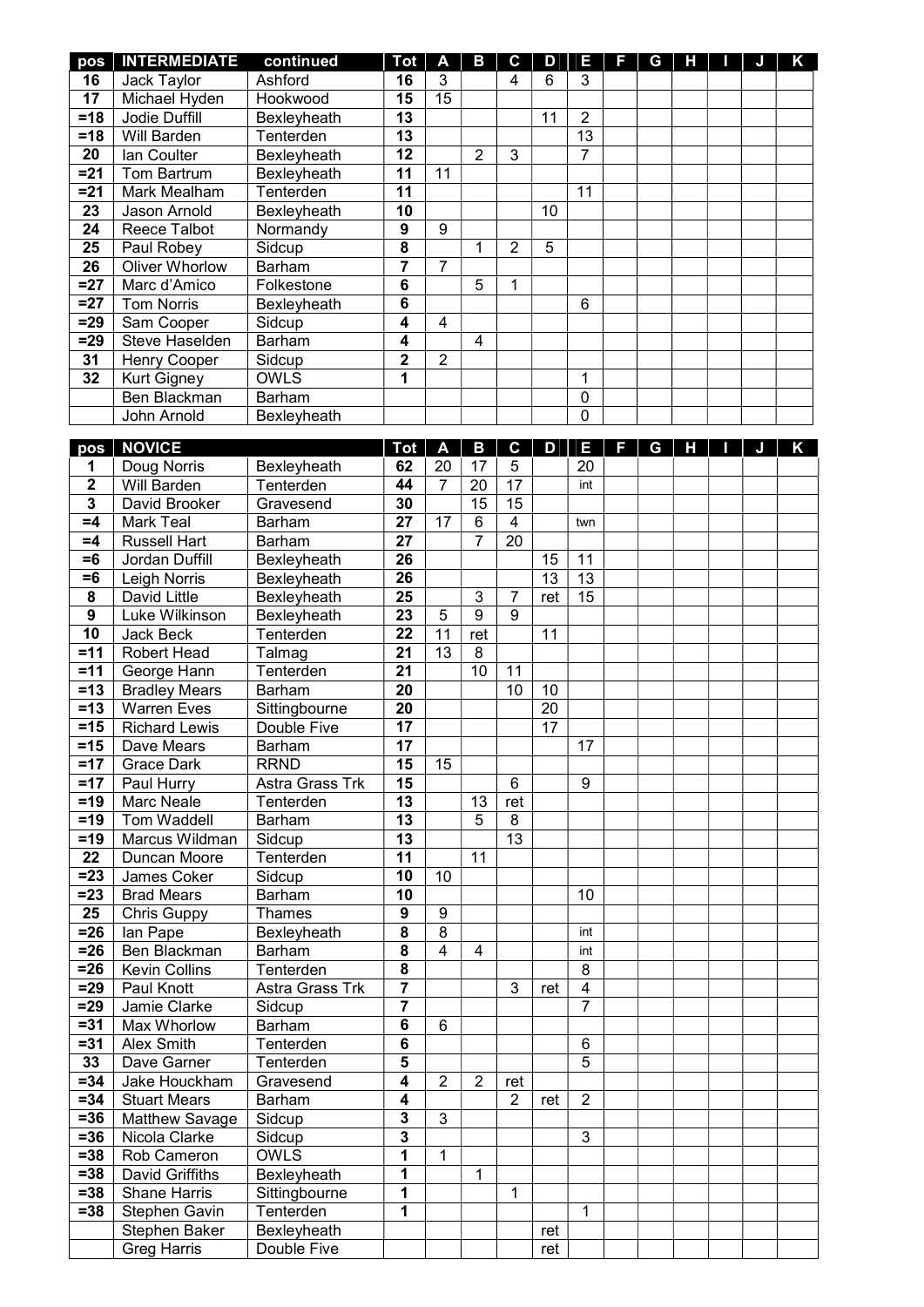| pos | INTERMEDIATE | continued | Tot | A | B | C | D | E | F | G | H | I | J | K |
|---|---|---|---|---|---|---|---|---|---|---|---|---|---|---|
| 16 | Jack Taylor | Ashford | 16 | 3 | | 4 | 6 | 3 | | | | | | |
| 17 | Michael Hyden | Hookwood | 15 | 15 | | | | | | | | | | |
| =18 | Jodie Duffill | Bexleyheath | 13 | | | | 11 | 2 | | | | | | |
| =18 | Will Barden | Tenterden | 13 | | | | | 13 | | | | | | |
| 20 | Ian Coulter | Bexleyheath | 12 | | 2 | 3 | | 7 | | | | | | |
| =21 | Tom Bartrum | Bexleyheath | 11 | 11 | | | | | | | | | | |
| =21 | Mark Mealham | Tenterden | 11 | | | | | 11 | | | | | | |
| 23 | Jason Arnold | Bexleyheath | 10 | | | | 10 | | | | | | | |
| 24 | Reece Talbot | Normandy | 9 | 9 | | | | | | | | | | |
| 25 | Paul Robey | Sidcup | 8 | | 1 | 2 | 5 | | | | | | | |
| 26 | Oliver Whorlow | Barham | 7 | 7 | | | | | | | | | | |
| =27 | Marc d'Amico | Folkestone | 6 | | 5 | 1 | | | | | | | | |
| =27 | Tom Norris | Bexleyheath | 6 | | | | | 6 | | | | | | |
| =29 | Sam Cooper | Sidcup | 4 | 4 | | | | | | | | | | |
| =29 | Steve Haselden | Barham | 4 | | 4 | | | | | | | | | |
| 31 | Henry Cooper | Sidcup | 2 | 2 | | | | | | | | | | |
| 32 | Kurt Gigney | OWLS | 1 | | | | | 1 | | | | | | |
| | Ben Blackman | Barham | | | | | | 0 | | | | | | |
| | John Arnold | Bexleyheath | | | | | | 0 | | | | | | |

| pos | NOVICE | | Tot | A | B | C | D | E | F | G | H | I | J | K |
|---|---|---|---|---|---|---|---|---|---|---|---|---|---|---|
| 1 | Doug Norris | Bexleyheath | 62 | 20 | 17 | 5 | | 20 | | | | | | |
| 2 | Will Barden | Tenterden | 44 | 7 | 20 | 17 | | int | | | | | | |
| 3 | David Brooker | Gravesend | 30 | | 15 | 15 | | | | | | | | |
| =4 | Mark Teal | Barham | 27 | 17 | 6 | 4 | | twn | | | | | | |
| =4 | Russell Hart | Barham | 27 | | 7 | 20 | | | | | | | | |
| =6 | Jordan Duffill | Bexleyheath | 26 | | | | 15 | 11 | | | | | | |
| =6 | Leigh Norris | Bexleyheath | 26 | | | | 13 | 13 | | | | | | |
| 8 | David Little | Bexleyheath | 25 | | 3 | 7 | ret | 15 | | | | | | |
| 9 | Luke Wilkinson | Bexleyheath | 23 | 5 | 9 | 9 | | | | | | | | |
| 10 | Jack Beck | Tenterden | 22 | 11 | ret | | 11 | | | | | | | |
| =11 | Robert Head | Talmag | 21 | 13 | 8 | | | | | | | | | |
| =11 | George Hann | Tenterden | 21 | | 10 | 11 | | | | | | | | |
| =13 | Bradley Mears | Barham | 20 | | | 10 | 10 | | | | | | | |
| =13 | Warren Eves | Sittingbourne | 20 | | | | 20 | | | | | | | |
| =15 | Richard Lewis | Double Five | 17 | | | | 17 | | | | | | | |
| =15 | Dave Mears | Barham | 17 | | | | | 17 | | | | | | |
| =17 | Grace Dark | RRND | 15 | 15 | | | | | | | | | | |
| =17 | Paul Hurry | Astra Grass Trk | 15 | | | 6 | | 9 | | | | | | |
| =19 | Marc Neale | Tenterden | 13 | | 13 | ret | | | | | | | | |
| =19 | Tom Waddell | Barham | 13 | | 5 | 8 | | | | | | | | |
| =19 | Marcus Wildman | Sidcup | 13 | | | 13 | | | | | | | | |
| 22 | Duncan Moore | Tenterden | 11 | | 11 | | | | | | | | | |
| =23 | James Coker | Sidcup | 10 | 10 | | | | | | | | | | |
| =23 | Brad Mears | Barham | 10 | | | | | 10 | | | | | | |
| 25 | Chris Guppy | Thames | 9 | 9 | | | | | | | | | | |
| =26 | Ian Pape | Bexleyheath | 8 | 8 | | | | int | | | | | | |
| =26 | Ben Blackman | Barham | 8 | 4 | 4 | | | int | | | | | | |
| =26 | Kevin Collins | Tenterden | 8 | | | | | 8 | | | | | | |
| =29 | Paul Knott | Astra Grass Trk | 7 | | | 3 | ret | 4 | | | | | | |
| =29 | Jamie Clarke | Sidcup | 7 | | | | | 7 | | | | | | |
| =31 | Max Whorlow | Barham | 6 | 6 | | | | | | | | | | |
| =31 | Alex Smith | Tenterden | 6 | | | | | 6 | | | | | | |
| 33 | Dave Garner | Tenterden | 5 | | | | | 5 | | | | | | |
| =34 | Jake Houckham | Gravesend | 4 | 2 | 2 | ret | | | | | | | | |
| =34 | Stuart Mears | Barham | 4 | | | 2 | ret | 2 | | | | | | |
| =36 | Matthew Savage | Sidcup | 3 | 3 | | | | | | | | | | |
| =36 | Nicola Clarke | Sidcup | 3 | | | | | 3 | | | | | | |
| =38 | Rob Cameron | OWLS | 1 | 1 | | | | | | | | | | |
| =38 | David Griffiths | Bexleyheath | 1 | | 1 | | | | | | | | | |
| =38 | Shane Harris | Sittingbourne | 1 | | | 1 | | | | | | | | |
| =38 | Stephen Gavin | Tenterden | 1 | | | | | 1 | | | | | | |
| | Stephen Baker | Bexleyheath | | | | | ret | | | | | | | |
| | Greg Harris | Double Five | | | | | ret | | | | | | | |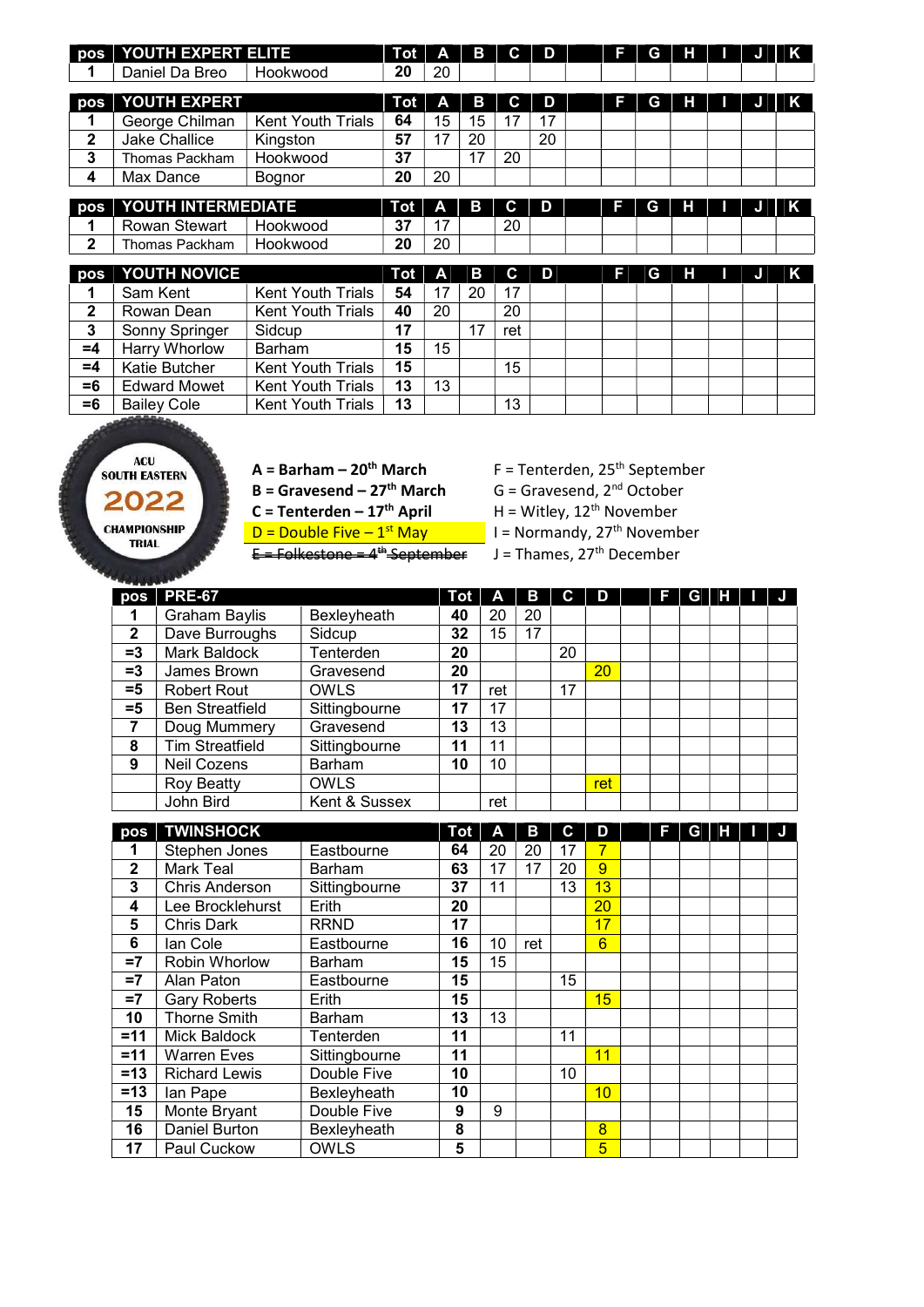| pos | YOUTH EXPERT ELITE | | Tot | A | B | C | D | | F | G | H | I | J | K |
|---|---|---|---|---|---|---|---|---|---|---|---|---|---|---|
| 1 | Daniel Da Breo | Hookwood | **20** | 20 | | | | | | | | | | |

| pos | YOUTH EXPERT | | Tot | A | B | C | D | | F | G | H | I | J | K |
|---|---|---|---|---|---|---|---|---|---|---|---|---|---|---|
| 1 | George Chilman | Kent Youth Trials | **64** | 15 | 15 | 17 | 17 | | | | | | | |
| 2 | Jake Challice | Kingston | **57** | 17 | 20 | | 20 | | | | | | | |
| 3 | Thomas Packham | Hookwood | **37** | | 17 | 20 | | | | | | | | |
| 4 | Max Dance | Bognor | **20** | 20 | | | | | | | | | | |

| pos | YOUTH INTERMEDIATE | | Tot | A | B | C | D | | F | G | H | I | J | K |
|---|---|---|---|---|---|---|---|---|---|---|---|---|---|---|
| 1 | Rowan Stewart | Hookwood | **37** | 17 | | 20 | | | | | | | | |
| 2 | Thomas Packham | Hookwood | **20** | 20 | | | | | | | | | | |

| pos | YOUTH NOVICE | | Tot | A | B | C | D | | F | G | H | I | J | K |
|---|---|---|---|---|---|---|---|---|---|---|---|---|---|---|
| 1 | Sam Kent | Kent Youth Trials | **54** | 17 | 20 | 17 | | | | | | | | |
| 2 | Rowan Dean | Kent Youth Trials | **40** | 20 | | 20 | | | | | | | | |
| 3 | Sonny Springer | Sidcup | **17** | | 17 | ret | | | | | | | | |
| =4 | Harry Whorlow | Barham | **15** | 15 | | | | | | | | | | |
| =4 | Katie Butcher | Kent Youth Trials | **15** | | | 15 | | | | | | | | |
| =6 | Edward Mowet | Kent Youth Trials | **13** | 13 | | | | | | | | | | |
| =6 | Bailey Cole | Kent Youth Trials | **13** | | | 13 | | | | | | | | |

ACU SOUTH EASTERN 2022 CHAMPIONSHIP TRIAL

**A = Barham – 20th March**
**B = Gravesend – 27th March**
**C = Tenterden – 17th April**
D = Double Five – 1st May
~~E = Folkestone = 4th September~~
F = Tenterden, 25th September
G = Gravesend, 2nd October
H = Witley, 12th November
I = Normandy, 27th November
J = Thames, 27th December

| pos | PRE-67 | | Tot | A | B | C | D | | F | G | H | I | J |
|---|---|---|---|---|---|---|---|---|---|---|---|---|---|
| 1 | Graham Baylis | Bexleyheath | **40** | 20 | 20 | | | | | | | | |
| 2 | Dave Burroughs | Sidcup | **32** | 15 | 17 | | | | | | | | |
| =3 | Mark Baldock | Tenterden | **20** | | | 20 | | | | | | | |
| =3 | James Brown | Gravesend | **20** | | | | 20 | | | | | | |
| =5 | Robert Rout | OWLS | **17** | ret | | 17 | | | | | | | |
| =5 | Ben Streatfield | Sittingbourne | **17** | 17 | | | | | | | | | |
| 7 | Doug Mummery | Gravesend | **13** | 13 | | | | | | | | | |
| 8 | Tim Streatfield | Sittingbourne | **11** | 11 | | | | | | | | | |
| 9 | Neil Cozens | Barham | **10** | 10 | | | | | | | | | |
| | Roy Beatty | OWLS | | | | | ret | | | | | | |
| | John Bird | Kent & Sussex | | ret | | | | | | | | | |

| pos | TWINSHOCK | | Tot | A | B | C | D | | F | G | H | I | J |
|---|---|---|---|---|---|---|---|---|---|---|---|---|---|
| 1 | Stephen Jones | Eastbourne | **64** | 20 | 20 | 17 | 7 | | | | | | |
| 2 | Mark Teal | Barham | **63** | 17 | 17 | 20 | 9 | | | | | | |
| 3 | Chris Anderson | Sittingbourne | **37** | 11 | | 13 | 13 | | | | | | |
| 4 | Lee Brocklehurst | Erith | **20** | | | | 20 | | | | | | |
| 5 | Chris Dark | RRND | **17** | | | | 17 | | | | | | |
| 6 | Ian Cole | Eastbourne | **16** | 10 | ret | | 6 | | | | | | |
| =7 | Robin Whorlow | Barham | **15** | 15 | | | | | | | | | |
| =7 | Alan Paton | Eastbourne | **15** | | | 15 | | | | | | | |
| =7 | Gary Roberts | Erith | **15** | | | | 15 | | | | | | |
| 10 | Thorne Smith | Barham | **13** | 13 | | | | | | | | | |
| =11 | Mick Baldock | Tenterden | **11** | | | 11 | | | | | | | |
| =11 | Warren Eves | Sittingbourne | **11** | | | | 11 | | | | | | |
| =13 | Richard Lewis | Double Five | **10** | | | 10 | | | | | | | |
| =13 | Ian Pape | Bexleyheath | **10** | | | | 10 | | | | | | |
| 15 | Monte Bryant | Double Five | **9** | 9 | | | | | | | | | |
| 16 | Daniel Burton | Bexleyheath | **8** | | | | 8 | | | | | | |
| 17 | Paul Cuckow | OWLS | **5** | | | | 5 | | | | | | |